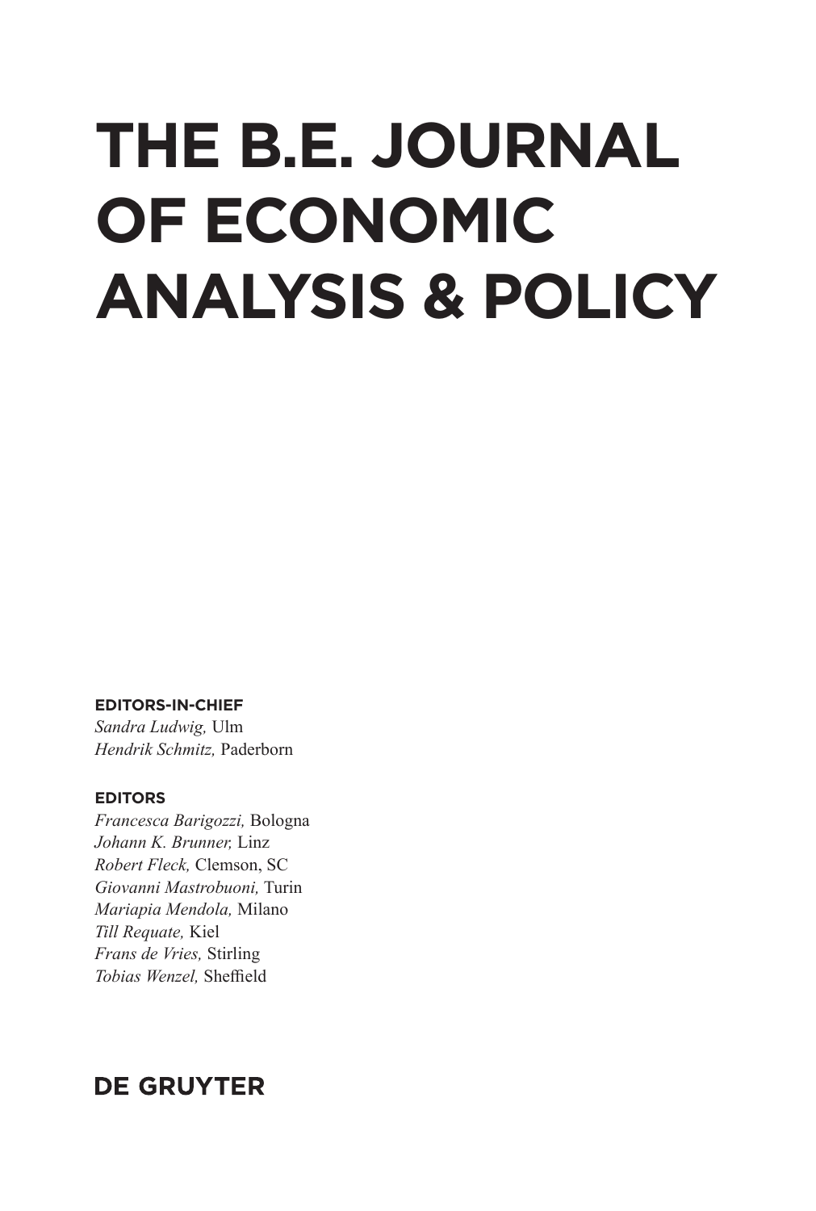# THE B.E. JOURNAL OF ECONOMIC ANALYSIS & POLICY

**EDITORS-IN-CHIEF**

*Sandra Ludwig,* Ulm
*Hendrik Schmitz,* Paderborn

**EDITORS**

*Francesca Barigozzi,* Bologna
*Johann K. Brunner,* Linz
*Robert Fleck,* Clemson, SC
*Giovanni Mastrobuoni,* Turin
*Mariapia Mendola,* Milano
*Till Requate,* Kiel
*Frans de Vries,* Stirling
*Tobias Wenzel,* Sheffield

**DE GRUYTER**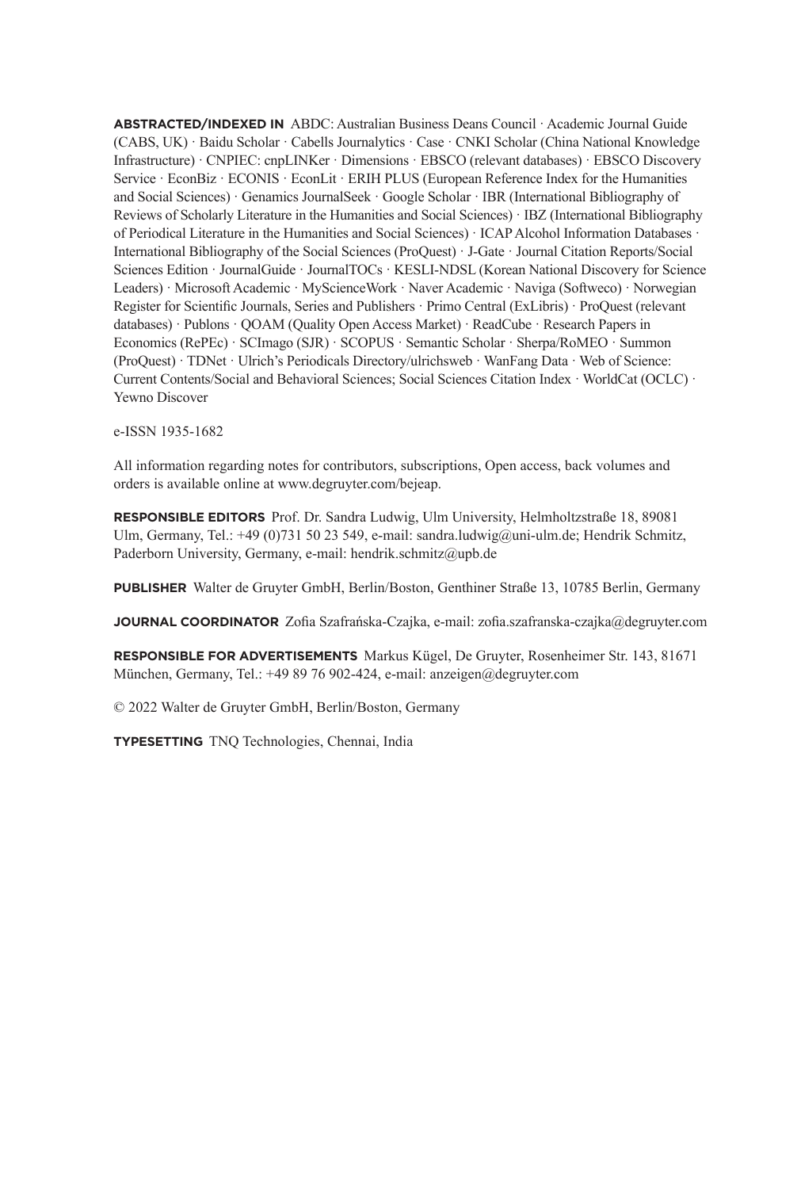**ABSTRACTED/INDEXED IN** ABDC: Australian Business Deans Council · Academic Journal Guide (CABS, UK) · Baidu Scholar · Cabells Journalytics · Case · CNKI Scholar (China National Knowledge Infrastructure) · CNPIEC: cnpLINKer · Dimensions · EBSCO (relevant databases) · EBSCO Discovery Service · EconBiz · ECONIS · EconLit · ERIH PLUS (European Reference Index for the Humanities and Social Sciences) · Genamics JournalSeek · Google Scholar · IBR (International Bibliography of Reviews of Scholarly Literature in the Humanities and Social Sciences) · IBZ (International Bibliography of Periodical Literature in the Humanities and Social Sciences) · ICAP Alcohol Information Databases · International Bibliography of the Social Sciences (ProQuest) · J-Gate · Journal Citation Reports/Social Sciences Edition · JournalGuide · JournalTOCs · KESLI-NDSL (Korean National Discovery for Science Leaders) · Microsoft Academic · MyScienceWork · Naver Academic · Naviga (Softweco) · Norwegian Register for Scientific Journals, Series and Publishers · Primo Central (ExLibris) · ProQuest (relevant databases) · Publons · QOAM (Quality Open Access Market) · ReadCube · Research Papers in Economics (RePEc) · SCImago (SJR) · SCOPUS · Semantic Scholar · Sherpa/RoMEO · Summon (ProQuest) · TDNet · Ulrich's Periodicals Directory/ulrichsweb · WanFang Data · Web of Science: Current Contents/Social and Behavioral Sciences; Social Sciences Citation Index · WorldCat (OCLC) · Yewno Discover

e-ISSN 1935-1682

All information regarding notes for contributors, subscriptions, Open access, back volumes and orders is available online at www.degruyter.com/bejeap.

**RESPONSIBLE EDITORS** Prof. Dr. Sandra Ludwig, Ulm University, Helmholtzstraße 18, 89081 Ulm, Germany, Tel.: +49 (0)731 50 23 549, e-mail: sandra.ludwig@uni-ulm.de; Hendrik Schmitz, Paderborn University, Germany, e-mail: hendrik.schmitz@upb.de

**PUBLISHER** Walter de Gruyter GmbH, Berlin/Boston, Genthiner Straße 13, 10785 Berlin, Germany

**JOURNAL COORDINATOR** Zofia Szafrańska-Czajka, e-mail: zofia.szafranska-czajka@degruyter.com

**RESPONSIBLE FOR ADVERTISEMENTS** Markus Kügel, De Gruyter, Rosenheimer Str. 143, 81671 München, Germany, Tel.: +49 89 76 902-424, e-mail: anzeigen@degruyter.com

© 2022 Walter de Gruyter GmbH, Berlin/Boston, Germany

**TYPESETTING** TNQ Technologies, Chennai, India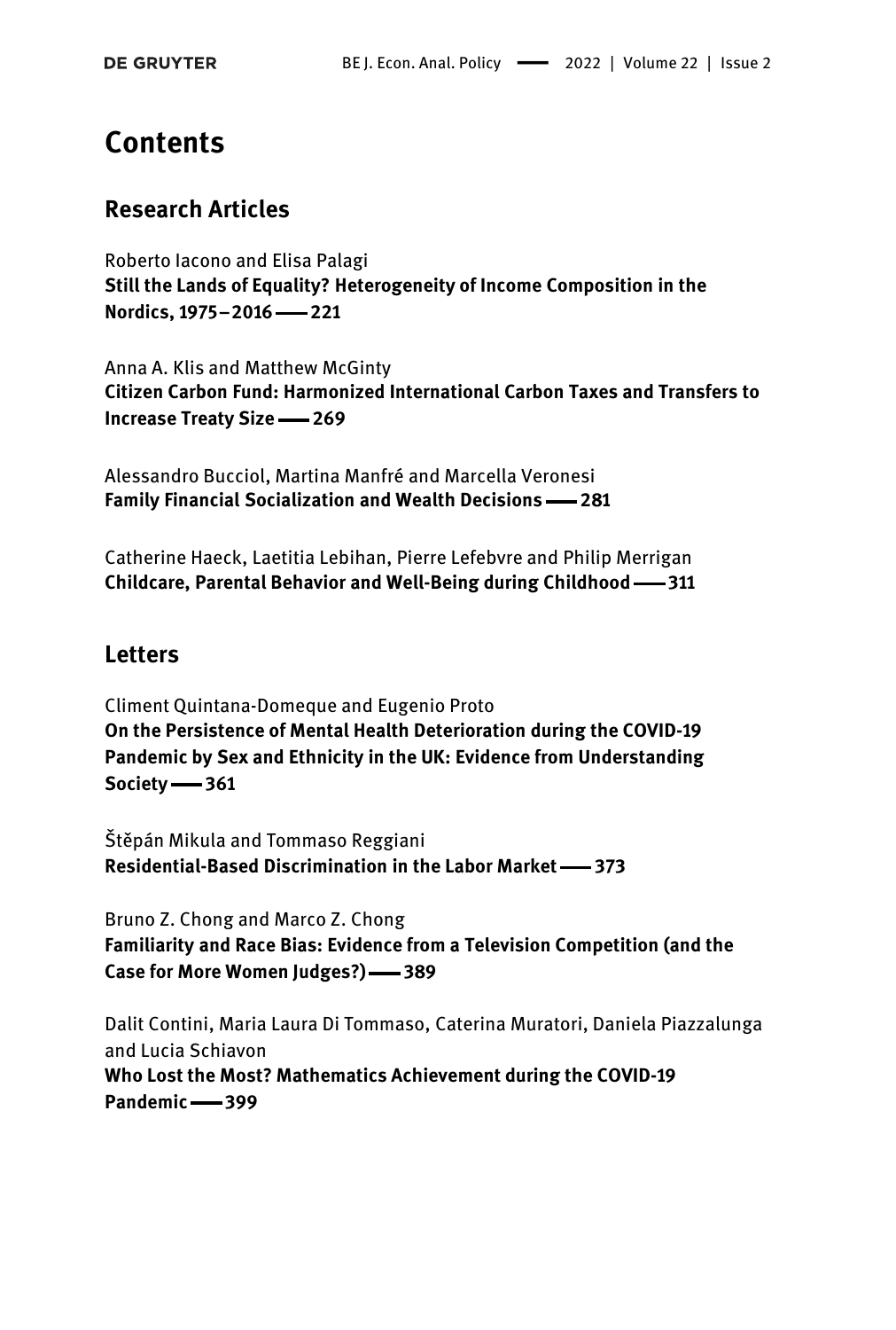# Contents

## Research Articles

Roberto Iacono and Elisa Palagi
**Still the Lands of Equality? Heterogeneity of Income Composition in the Nordics, 1975–2016 —— 221**

Anna A. Klis and Matthew McGinty
**Citizen Carbon Fund: Harmonized International Carbon Taxes and Transfers to Increase Treaty Size —— 269**

Alessandro Bucciol, Martina Manfré and Marcella Veronesi
**Family Financial Socialization and Wealth Decisions —— 281**

Catherine Haeck, Laetitia Lebihan, Pierre Lefebvre and Philip Merrigan
**Childcare, Parental Behavior and Well-Being during Childhood —— 311**

## Letters

Climent Quintana-Domeque and Eugenio Proto
**On the Persistence of Mental Health Deterioration during the COVID-19 Pandemic by Sex and Ethnicity in the UK: Evidence from Understanding Society —— 361**

Štěpán Mikula and Tommaso Reggiani
**Residential-Based Discrimination in the Labor Market —— 373**

Bruno Z. Chong and Marco Z. Chong
**Familiarity and Race Bias: Evidence from a Television Competition (and the Case for More Women Judges?) —— 389**

Dalit Contini, Maria Laura Di Tommaso, Caterina Muratori, Daniela Piazzalunga and Lucia Schiavon
**Who Lost the Most? Mathematics Achievement during the COVID-19 Pandemic —— 399**